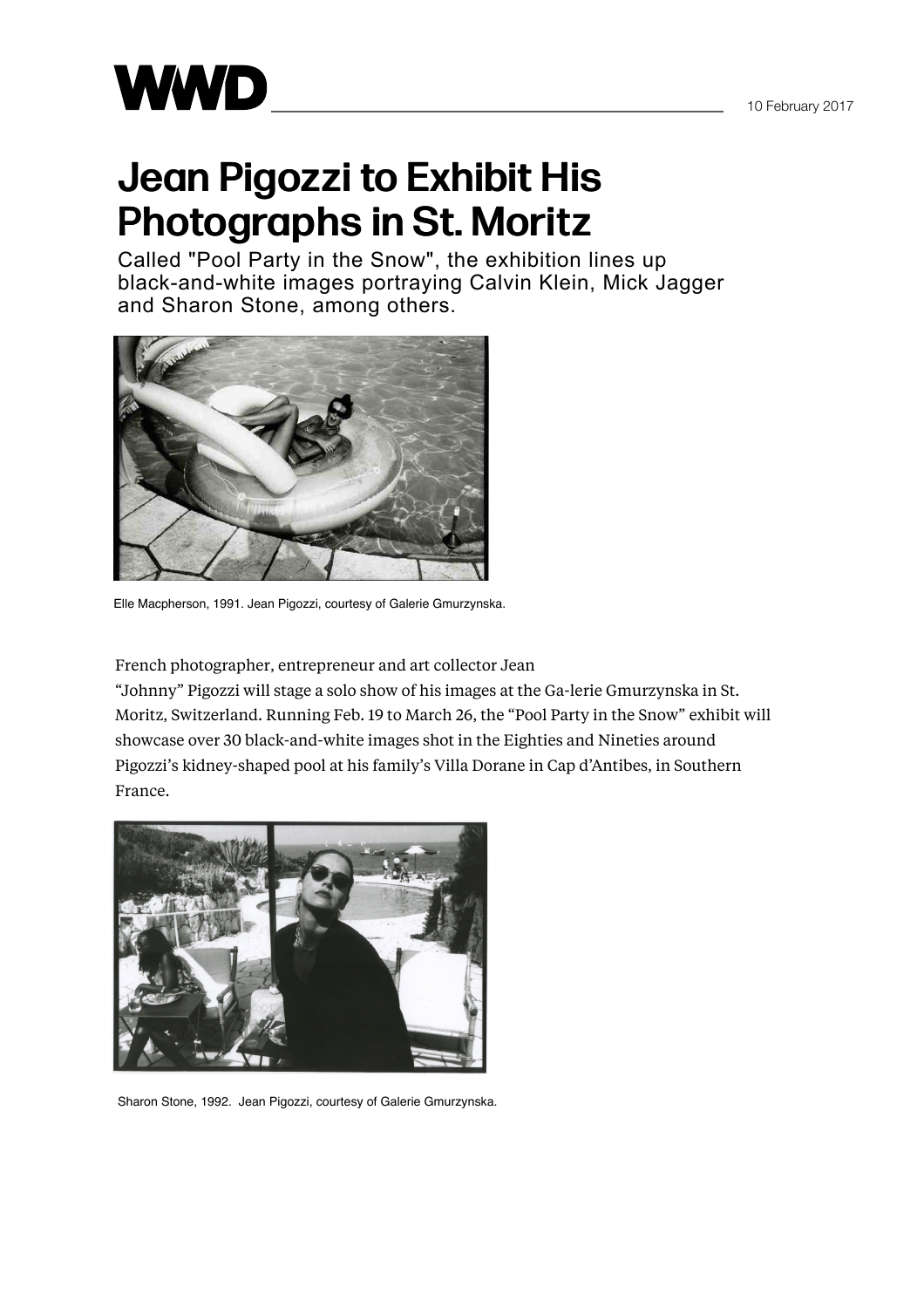WWD

10 February 2017

# Jean Pigozzi to Exhibit His Photographs in St. Moritz

Called "Pool Party in the Snow", the exhibition lines up black-and-white images portraying Calvin Klein, Mick Jagger and Sharon Stone, among others.

Elle Macpherson, 1991. Jean Pigozzi, courtesy of Galerie Gmurzynska.

French photographer, entrepreneur and art collector Jean “Johnny” Pigozzi will stage a solo show of his images at the Ga-lerie Gmurzynska in St. Moritz, Switzerland. Running Feb. 19 to March 26, the “Pool Party in the Snow” exhibit will showcase over 30 black-and-white images shot in the Eighties and Nineties around Pigozzi’s kidney-shaped pool at his family’s Villa Dorane in Cap d’Antibes, in Southern France.

Sharon Stone, 1992. Jean Pigozzi, courtesy of Galerie Gmurzynska.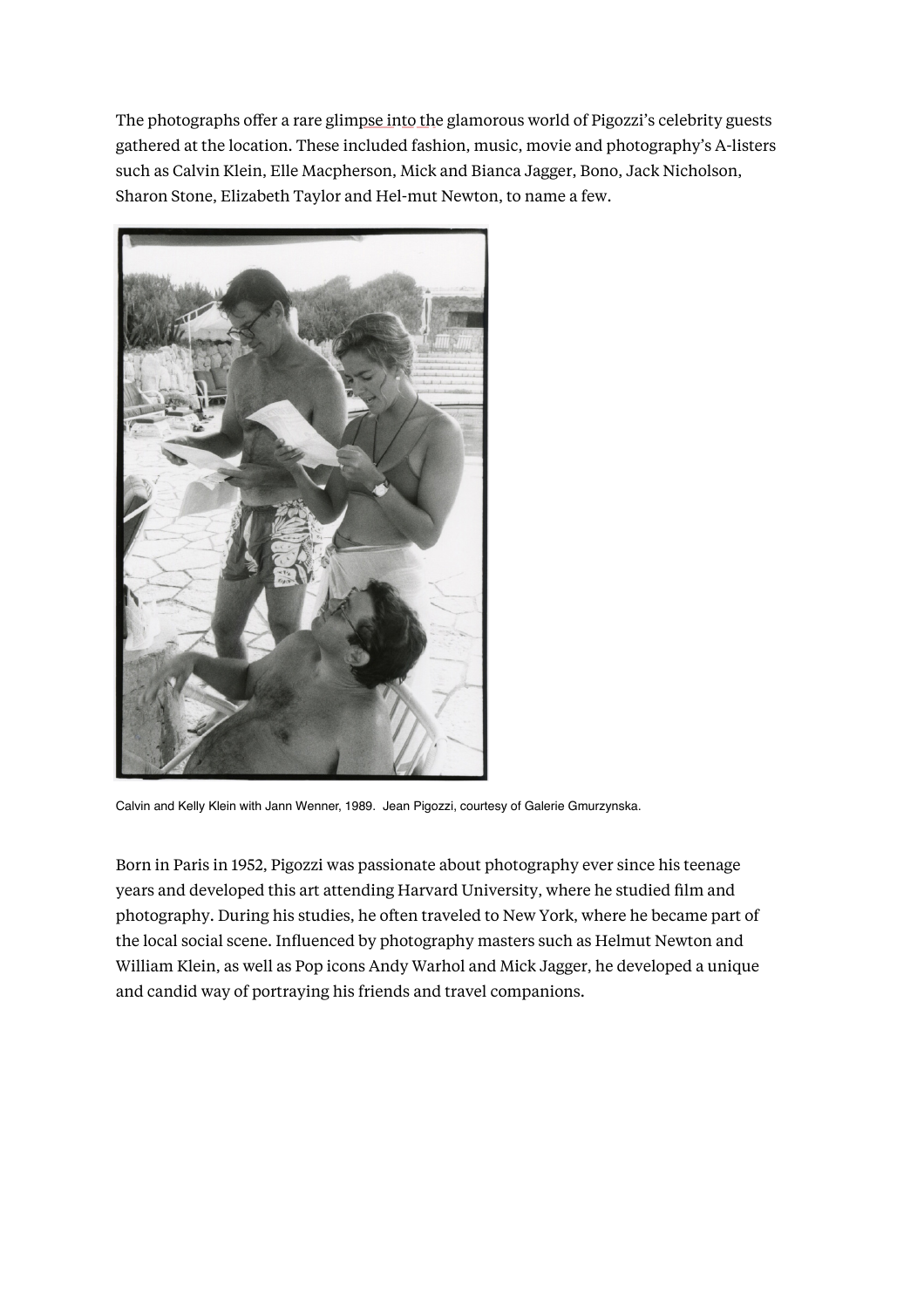The photographs offer a rare glimpse into the glamorous world of Pigozzi's celebrity guests gathered at the location. These included fashion, music, movie and photography's A-listers such as Calvin Klein, Elle Macpherson, Mick and Bianca Jagger, Bono, Jack Nicholson, Sharon Stone, Elizabeth Taylor and Hel-mut Newton, to name a few.

Calvin and Kelly Klein with Jann Wenner, 1989. Jean Pigozzi, courtesy of Galerie Gmurzynska.

Born in Paris in 1952, Pigozzi was passionate about photography ever since his teenage years and developed this art attending Harvard University, where he studied film and photography. During his studies, he often traveled to New York, where he became part of the local social scene. Influenced by photography masters such as Helmut Newton and William Klein, as well as Pop icons Andy Warhol and Mick Jagger, he developed a unique and candid way of portraying his friends and travel companions.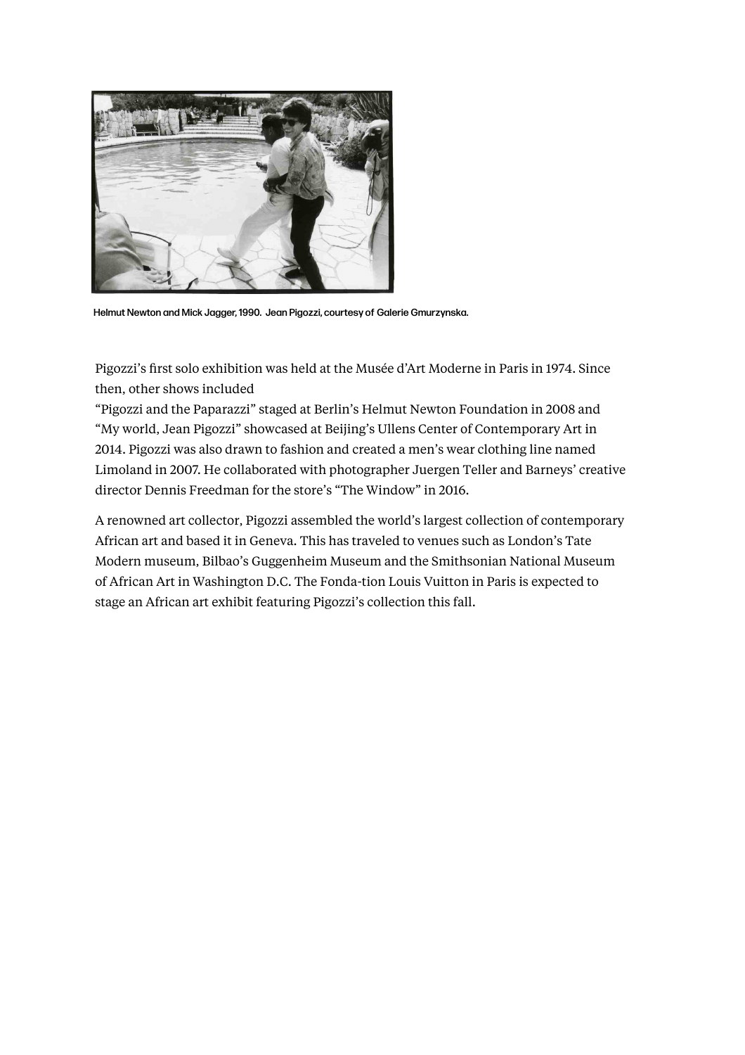Helmut Newton and Mick Jagger, 1990. Jean Pigozzi, courtesy of Galerie Gmurzynska.

Pigozzi's first solo exhibition was held at the Musée d'Art Moderne in Paris in 1974. Since then, other shows included
"Pigozzi and the Paparazzi" staged at Berlin's Helmut Newton Foundation in 2008 and "My world, Jean Pigozzi" showcased at Beijing's Ullens Center of Contemporary Art in 2014. Pigozzi was also drawn to fashion and created a men's wear clothing line named Limoland in 2007. He collaborated with photographer Juergen Teller and Barneys' creative director Dennis Freedman for the store's "The Window" in 2016.

A renowned art collector, Pigozzi assembled the world's largest collection of contemporary African art and based it in Geneva. This has traveled to venues such as London's Tate Modern museum, Bilbao's Guggenheim Museum and the Smithsonian National Museum of African Art in Washington D.C. The Fonda-tion Louis Vuitton in Paris is expected to stage an African art exhibit featuring Pigozzi's collection this fall.